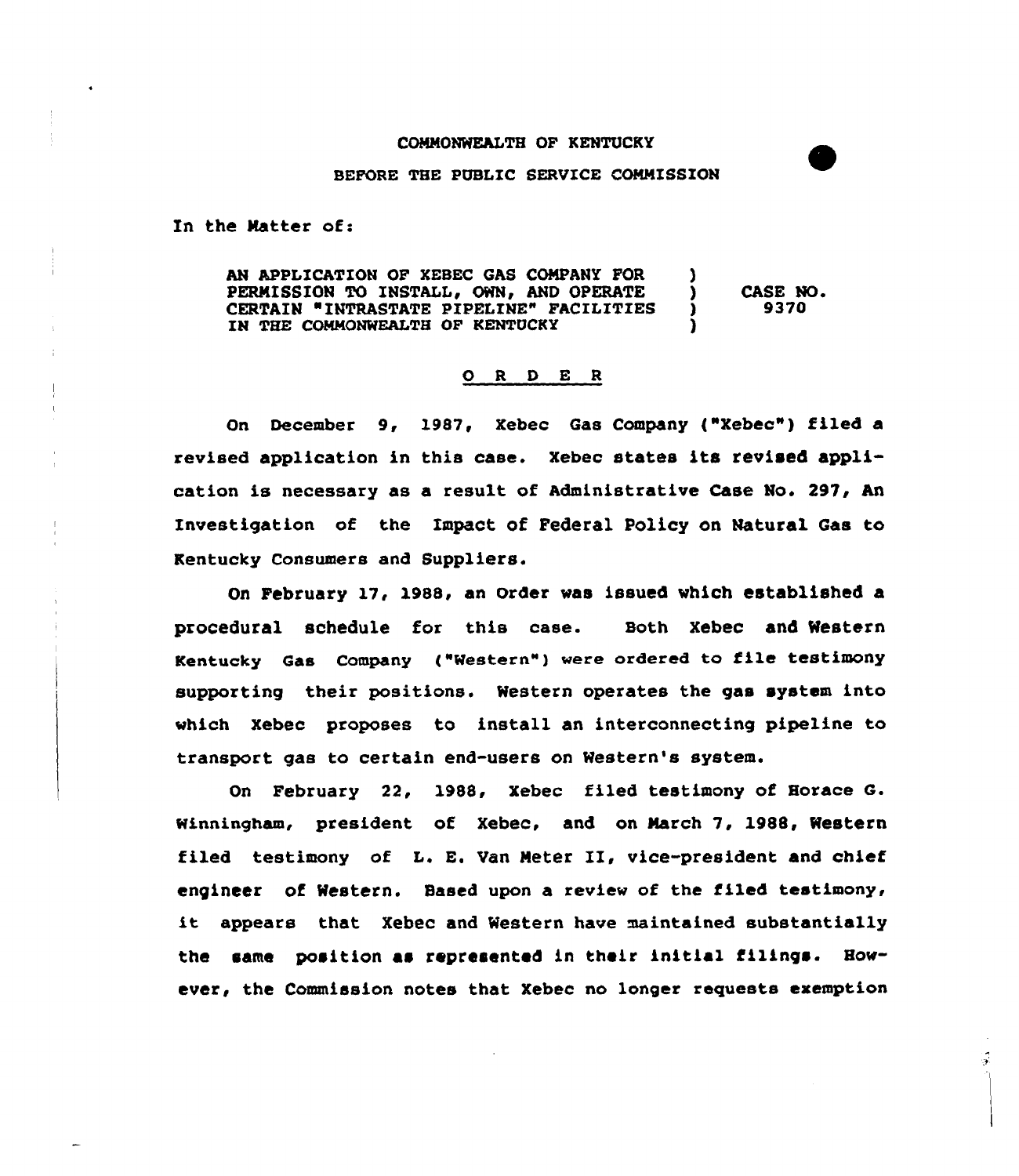COMMONWEALTH OF KENTUCKY

BEFORE THE PUBLIC SERVICE COMMISSION

In the Matter of:

| | | |
|---|---|---|
| AN APPLICATION OF XEBEC GAS COMPANY FOR PERMISSION TO INSTALL, OWN, AND OPERATE CERTAIN "INTRASTATE PIPELINE" FACILITIES IN THE COMMONWEALTH OF KENTUCKY | ) ) ) ) | CASE NO. 9370 |

## O R D E R

On December 9, 1987, Xebec Gas Company ("Xebec") filed a revised application in this case. Xebec states its revised application is necessary as a result of Administrative Case No. 297, An Investigation of the Impact of Federal Policy on Natural Gas to Kentucky Consumers and Suppliers.

On February 17, 1988, an Order was issued which established a procedural schedule for this case. Both Xebec and Western Kentucky Gas Company ("Western") were ordered to file testimony supporting their positions. Western operates the gas system into which Xebec proposes to install an interconnecting pipeline to transport gas to certain end-users on Western's system.

On February 22, 1988, Xebec filed testimony of Horace G. Winningham, president of Xebec, and on March 7, 1988, Western filed testimony of L. E. Van Meter II, vice-president and chief engineer of Western. Based upon a review of the filed testimony, it appears that Xebec and Western have maintained substantially the same position as represented in their initial filings. However, the Commission notes that Xebec no longer requests exemption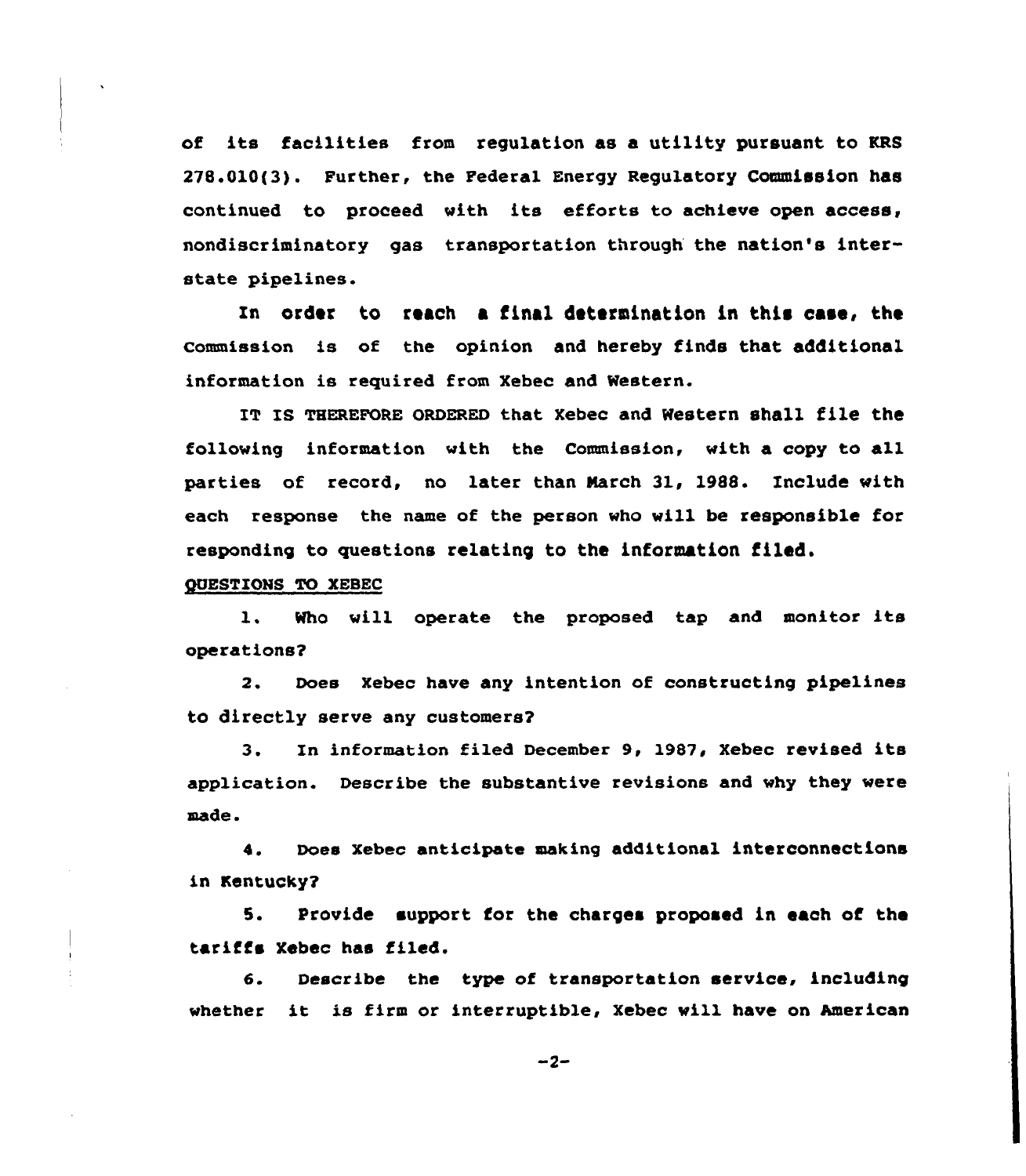of its facilities from regulation as a utility pursuant to KRS 278.010(3). Further, the Federal Energy Regulatory Commission has continued to proceed with its efforts to achieve open access, nondiscriminatory gas transportation through the nation's interstate pipelines.

In order to reach a final determination in this case, the Commission is of the opinion and hereby finds that additional information is required from Xebec and Western.

IT IS THEREFORE ORDERED that Xebec and Western shall file the following information with the Commission, with a copy to all parties of record, no later than March 31, 1988. Include with each response the name of the person who will be responsible for responding to questions relating to the information filed.

QUESTIONS TO XEBEC

1. Who will operate the proposed tap and monitor its operations?

2. Does Xebec have any intention of constructing pipelines to directly serve any customers?

3. In information filed December 9, 1987, Xebec revised its application. Describe the substantive revisions and why they were made.

4. Does Xebec anticipate making additional interconnections in Kentucky?

5. Provide support for the charges proposed in each of the tariffs Xebec has filed.

6. Describe the type of transportation service, including whether it is firm or interruptible, Xebec will have on American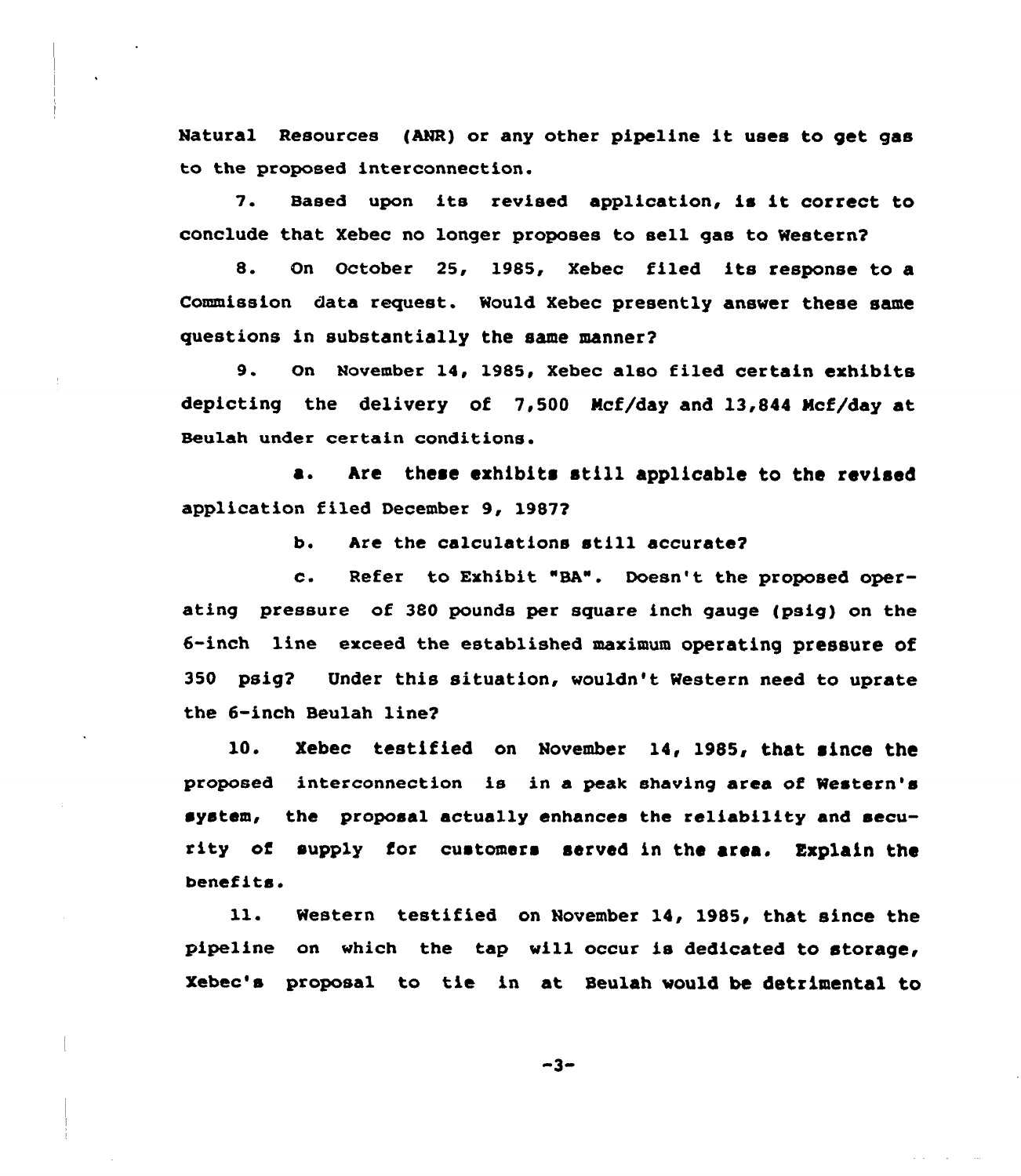Natural Resources (ANR) or any other pipeline it uses to get gas to the proposed interconnection.

7. Based upon its revised application, is it correct to conclude that Xebec no longer proposes to sell gas to Western?

8. On October 25, 1985, Xebec filed its response to a Commission data request. Would Xebec presently answer these same questions in substantially the same manner?

9. On November 14, 1985, Xebec also filed certain exhibits depicting the delivery of 7,500 Mcf/day and 13,844 Mcf/day at Beulah under certain conditions.

a. Are these exhibits still applicable to the revised application filed December 9, 1987?

b. Are the calculations still accurate?

c. Refer to Exhibit "BA". Doesn't the proposed operating pressure of 380 pounds per square inch gauge (psig) on the 6-inch line exceed the established maximum operating pressure of 350 psig? Under this situation, wouldn't Western need to uprate the 6-inch Beulah line?

10. Xebec testified on November 14, 1985, that since the proposed interconnection is in a peak shaving area of Western's system, the proposal actually enhances the reliability and security of supply for customers served in the area. Explain the benefits.

11. Western testified on November 14, 1985, that since the pipeline on which the tap will occur is dedicated to storage, Xebec's proposal to tie in at Beulah would be detrimental to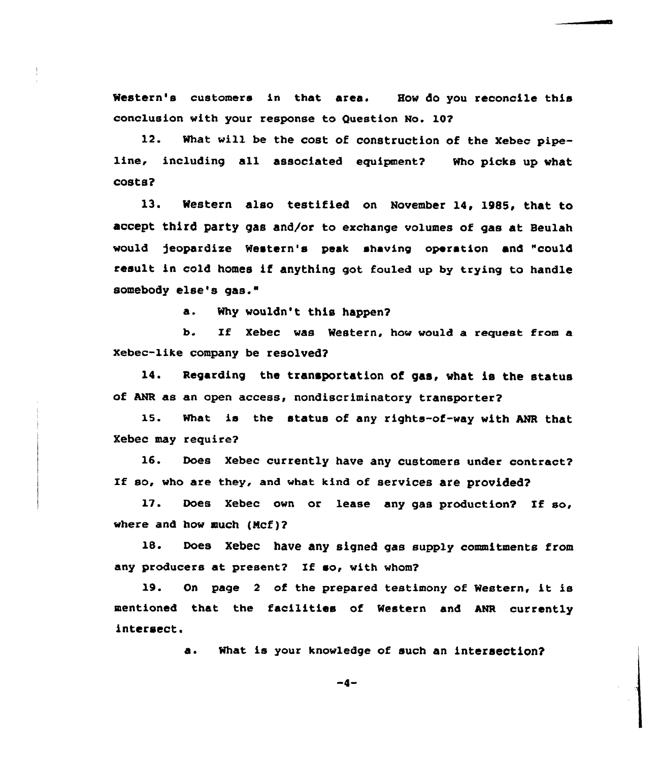Western's customers in that area. How do you reconcile this conclusion with your response to Question No. 10?

12. What will be the cost of construction of the Xebec pipeline, including all associated equipment? Who picks up what costs?

13. Western also testified on November 14, 1985, that to accept third party gas and/or to exchange volumes of gas at Beulah would jeopardize Western's peak shaving operation and "could result in cold homes if anything got fouled up by trying to handle somebody else's gas."

   a. Why wouldn't this happen?

   b. If Xebec was Western, how would a request from a Xebec-like company be resolved?

14. Regarding the transportation of gas, what is the status of ANR as an open access, nondiscriminatory transporter?

15. What is the status of any rights-of-way with ANR that Xebec may require?

16. Does Xebec currently have any customers under contract? If so, who are they, and what kind of services are provided?

17. Does Xebec own or lease any gas production? If so, where and how much (Mcf)?

18. Does Xebec have any signed gas supply commitments from any producers at present? If so, with whom?

19. On page 2 of the prepared testimony of Western, it is mentioned that the facilities of Western and ANR currently intersect.

   a. What is your knowledge of such an intersection?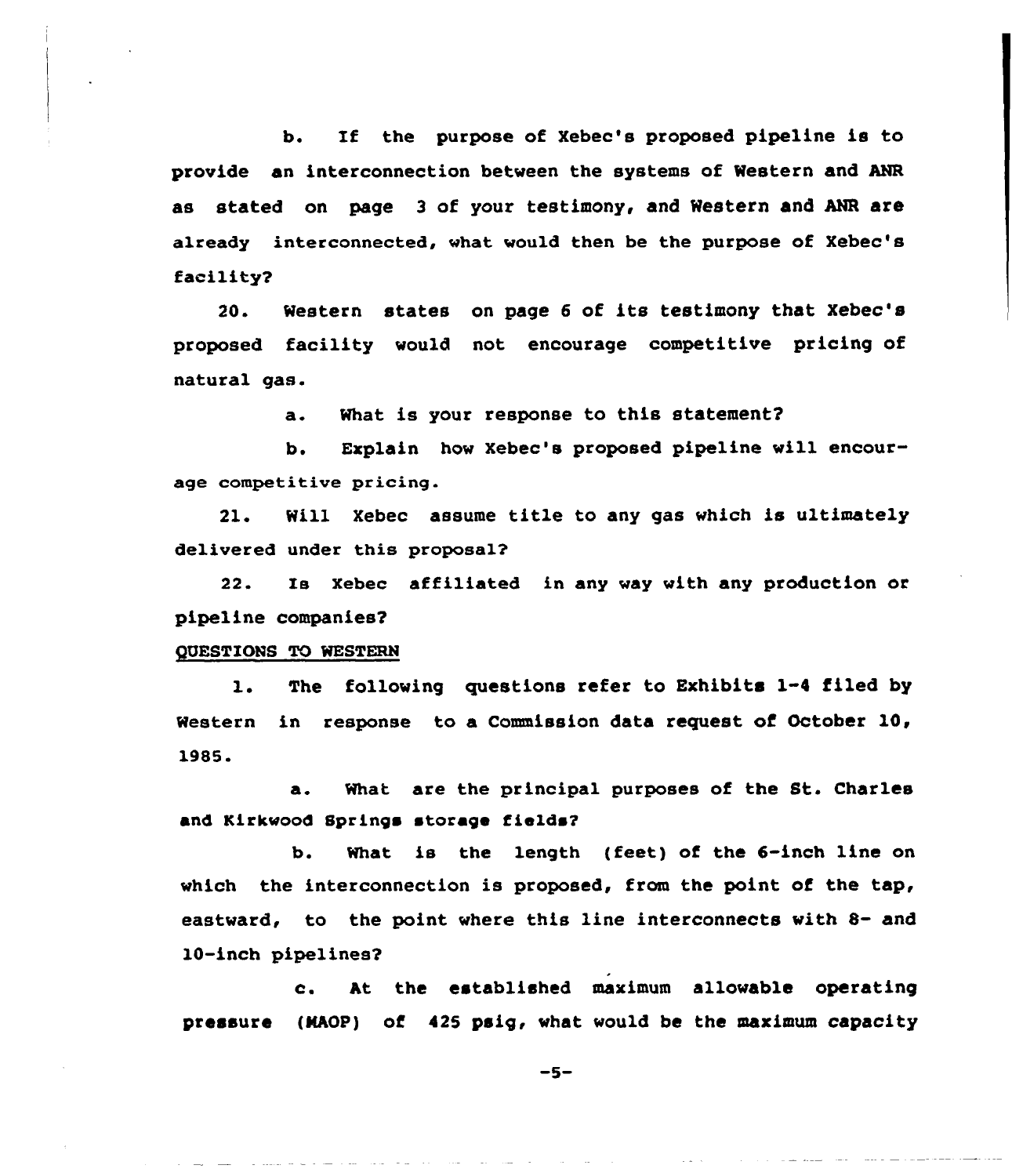b. If the purpose of Xebec's proposed pipeline is to provide an interconnection between the systems of Western and ANR as stated on page 3 of your testimony, and Western and ANR are already interconnected, what would then be the purpose of Xebec's facility?

20. Western states on page 6 of its testimony that Xebec's proposed facility would not encourage competitive pricing of natural gas.

a. What is your response to this statement?

b. Explain how Xebec's proposed pipeline will encourage competitive pricing.

21. Will Xebec assume title to any gas which is ultimately delivered under this proposal?

22. Is Xebec affiliated in any way with any production or pipeline companies?

QUESTIONS TO WESTERN

1. The following questions refer to Exhibits 1-4 filed by Western in response to a Commission data request of October 10, 1985.

a. What are the principal purposes of the St. Charles and Kirkwood Springs storage fields?

b. What is the length (feet) of the 6-inch line on which the interconnection is proposed, from the point of the tap, eastward, to the point where this line interconnects with 8- and 10-inch pipelines?

c. At the established maximum allowable operating pressure (MAOP) of 425 psig, what would be the maximum capacity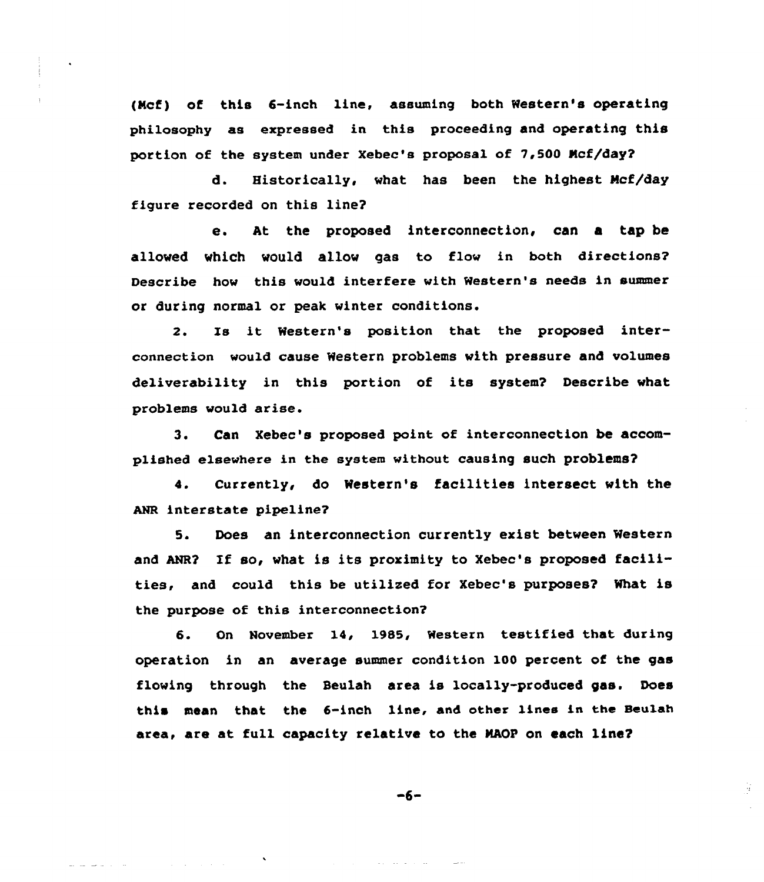(Mcf) of this 6-inch line, assuming both Western's operating philosophy as expressed in this proceeding and operating this portion of the system under Xebec's proposal of 7,500 Mcf/day?

d. Historically, what has been the highest Mcf/day figure recorded on this line?

e. At the proposed interconnection, can a tap be allowed which would allow gas to flow in both directions? Describe how this would interfere with Western's needs in summer or during normal or peak winter conditions.

2. Is it Western's position that the proposed interconnection would cause Western problems with pressure and volumes deliverability in this portion of its system? Describe what problems would arise.

3. Can Xebec's proposed point of interconnection be accomplished elsewhere in the system without causing such problems?

4. Currently, do Western's facilities intersect with the ANR interstate pipeline?

5. Does an interconnection currently exist between Western and ANR? If so, what is its proximity to Xebec's proposed facilities, and could this be utilized for Xebec's purposes? What is the purpose of this interconnection?

6. On November 14, 1985, Western testified that during operation in an average summer condition 100 percent of the gas flowing through the Beulah area is locally-produced gas. Does this mean that the 6-inch line, and other lines in the Beulah area, are at full capacity relative to the MAOP on each line?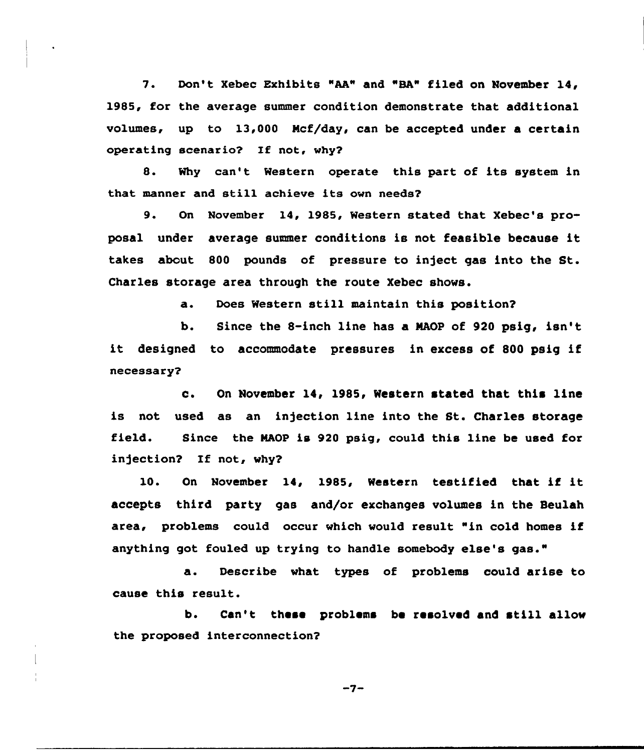7. Don't Xebec Exhibits "AA" and "BA" filed on November 14, 1985, for the average summer condition demonstrate that additional volumes, up to 13,000 Mcf/day, can be accepted under a certain operating scenario? If not, why?

8. Why can't Western operate this part of its system in that manner and still achieve its own needs?

9. On November 14, 1985, Western stated that Xebec's proposal under average summer conditions is not feasible because it takes about 800 pounds of pressure to inject gas into the St. Charles storage area through the route Xebec shows.

a. Does Western still maintain this position?

b. Since the 8-inch line has a MAOP of 920 psig, isn't it designed to accommodate pressures in excess of 800 psig if necessary?

c. On November 14, 1985, Western stated that this line is not used as an injection line into the St. Charles storage field. Since the MAOP is 920 psig, could this line be used for injection? If not, why?

10. On November 14, 1985, Western testified that if it accepts third party gas and/or exchanges volumes in the Beulah area, problems could occur which would result "in cold homes if anything got fouled up trying to handle somebody else's gas."

a. Describe what types of problems could arise to cause this result.

b. Can't these problems be resolved and still allow the proposed interconnection?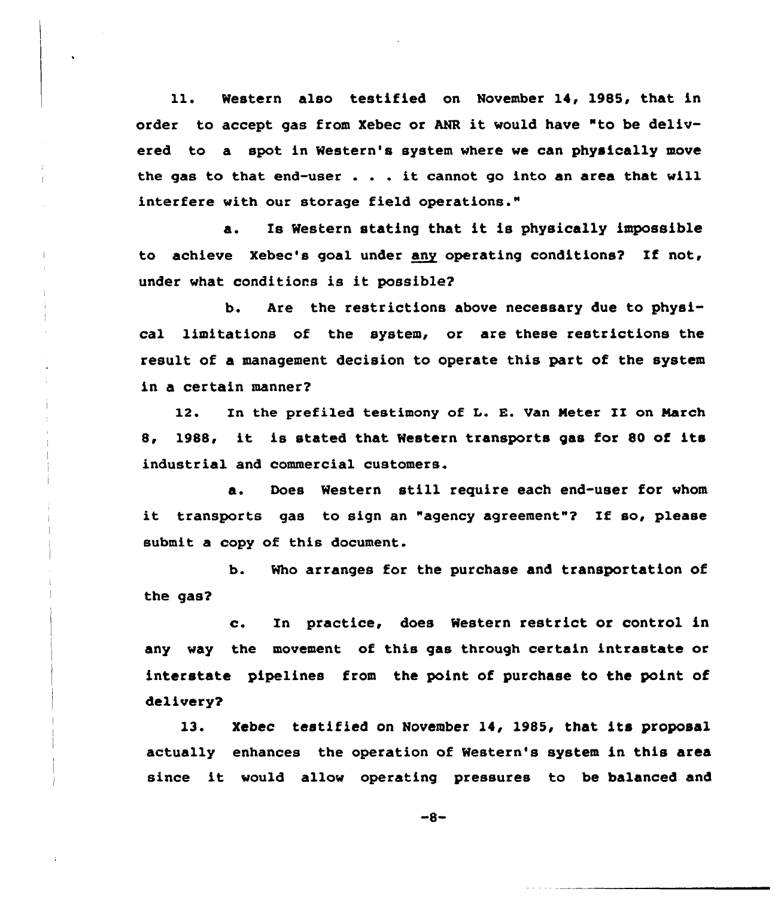11. Western also testified on November 14, 1985, that in order to accept gas from Xebec or ANR it would have "to be delivered to a spot in Western's system where we can physically move the gas to that end-user . . . it cannot go into an area that will interfere with our storage field operations."

a. Is Western stating that it is physically impossible to achieve Xebec's goal under <u>any</u> operating conditions? If not, under what conditions is it possible?

b. Are the restrictions above necessary due to physical limitations of the system, or are these restrictions the result of a management decision to operate this part of the system in a certain manner?

12. In the prefiled testimony of L. E. Van Meter II on March 8, 1988, it is stated that Western transports gas for 80 of its industrial and commercial customers.

a. Does Western still require each end-user for whom it transports gas to sign an "agency agreement"? If so, please submit a copy of this document.

b. Who arranges for the purchase and transportation of the gas?

c. In practice, does Western restrict or control in any way the movement of this gas through certain intrastate or interstate pipelines from the point of purchase to the point of delivery?

13. Xebec testified on November 14, 1985, that its proposal actually enhances the operation of Western's system in this area since it would allow operating pressures to be balanced and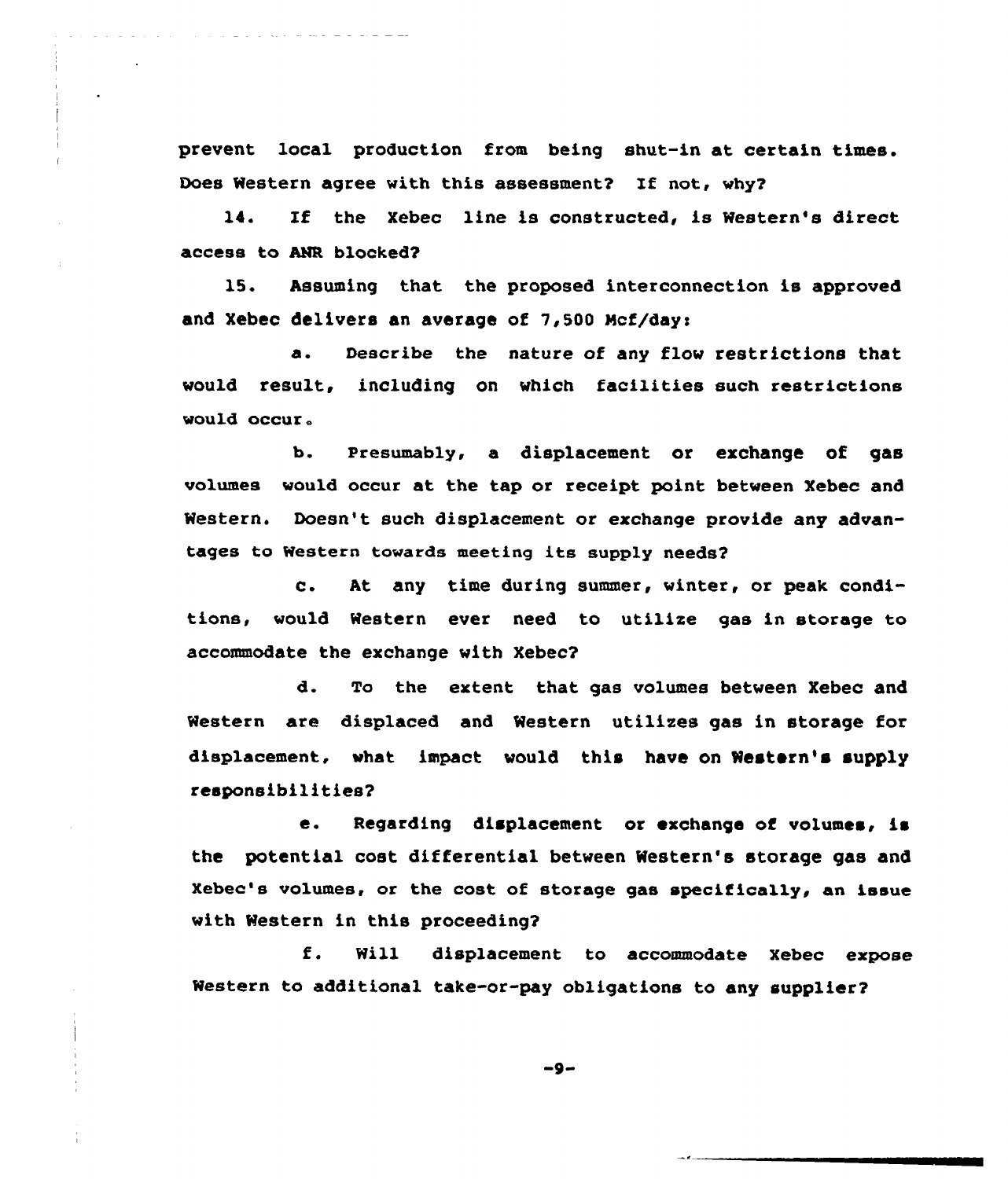prevent local production from being shut-in at certain times. Does Western agree with this assessment? If not, why?

14. If the Xebec line is constructed, is Western's direct access to ANR blocked?

15. Assuming that the proposed interconnection is approved and Xebec delivers an average of 7,500 Mcf/day:

a. Describe the nature of any flow restrictions that would result, including on which facilities such restrictions would occur.

b. Presumably, a displacement or exchange of gas volumes would occur at the tap or receipt point between Xebec and Western. Doesn't such displacement or exchange provide any advantages to Western towards meeting its supply needs?

c. At any time during summer, winter, or peak conditions, would Western ever need to utilize gas in storage to accommodate the exchange with Xebec?

d. To the extent that gas volumes between Xebec and Western are displaced and Western utilizes gas in storage for displacement, what impact would this have on Western's supply responsibilities?

e. Regarding displacement or exchange of volumes, is the potential cost differential between Western's storage gas and Xebec's volumes, or the cost of storage gas specifically, an issue with Western in this proceeding?

f. Will displacement to accommodate Xebec expose Western to additional take-or-pay obligations to any supplier?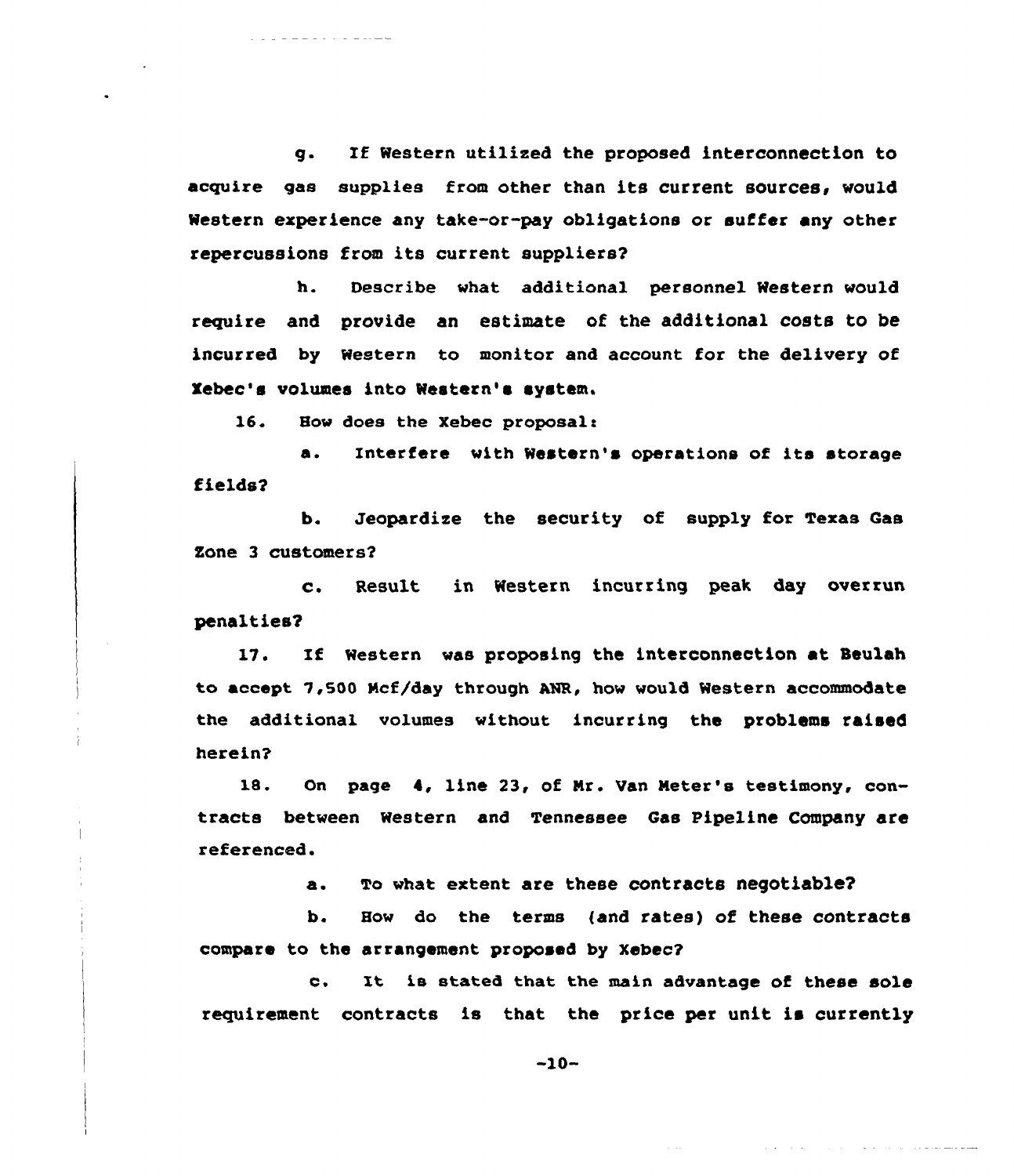g. If Western utilized the proposed interconnection to acquire gas supplies from other than its current sources, would Western experience any take-or-pay obligations or suffer any other repercussions from its current suppliers?

h. Describe what additional personnel Western would require and provide an estimate of the additional costs to be incurred by Western to monitor and account for the delivery of Xebec's volumes into Western's system.

16. How does the Xebec proposal:

a. Interfere with Western's operations of its storage fields?

b. Jeopardize the security of supply for Texas Gas Zone 3 customers?

c. Result in Western incurring peak day overrun penalties?

17. If Western was proposing the interconnection at Beulah to accept 7,500 Mcf/day through ANR, how would Western accommodate the additional volumes without incurring the problems raised herein?

18. On page 4, line 23, of Mr. Van Meter's testimony, contracts between Western and Tennessee Gas Pipeline Company are referenced.

a. To what extent are these contracts negotiable?

b. How do the terms (and rates) of these contracts compare to the arrangement proposed by Xebec?

c. It is stated that the main advantage of these sole requirement contracts is that the price per unit is currently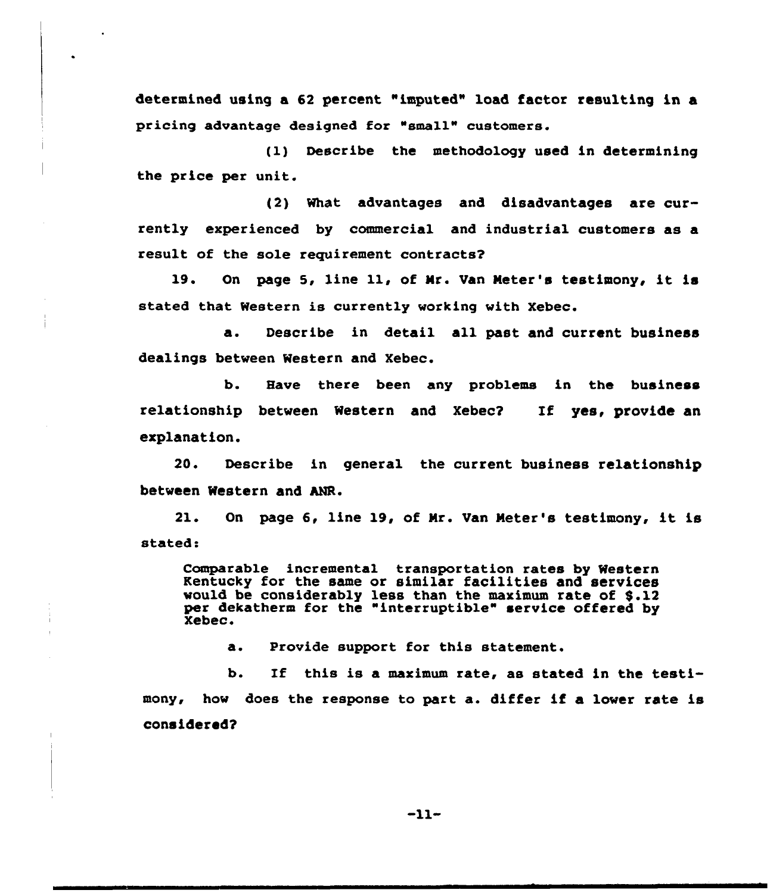determined using a 62 percent "imputed" load factor resulting in a pricing advantage designed for "small" customers.

(1) Describe the methodology used in determining the price per unit.

(2) What advantages and disadvantages are currently experienced by commercial and industrial customers as a result of the sole requirement contracts?

19. On page 5, line 11, of Mr. Van Meter's testimony, it is stated that Western is currently working with Xebec.

a. Describe in detail all past and current business dealings between Western and Xebec.

b. Have there been any problems in the business relationship between Western and Xebec? If yes, provide an explanation.

20. Describe in general the current business relationship between Western and ANR.

21. On page 6, line 19, of Mr. Van Meter's testimony, it is stated:

> Comparable incremental transportation rates by Western Kentucky for the same or similar facilities and services would be considerably less than the maximum rate of $.12 per dekatherm for the "interruptible" service offered by Xebec.

a. Provide support for this statement.

b. If this is a maximum rate, as stated in the testimony, how does the response to part a. differ if a lower rate is considered?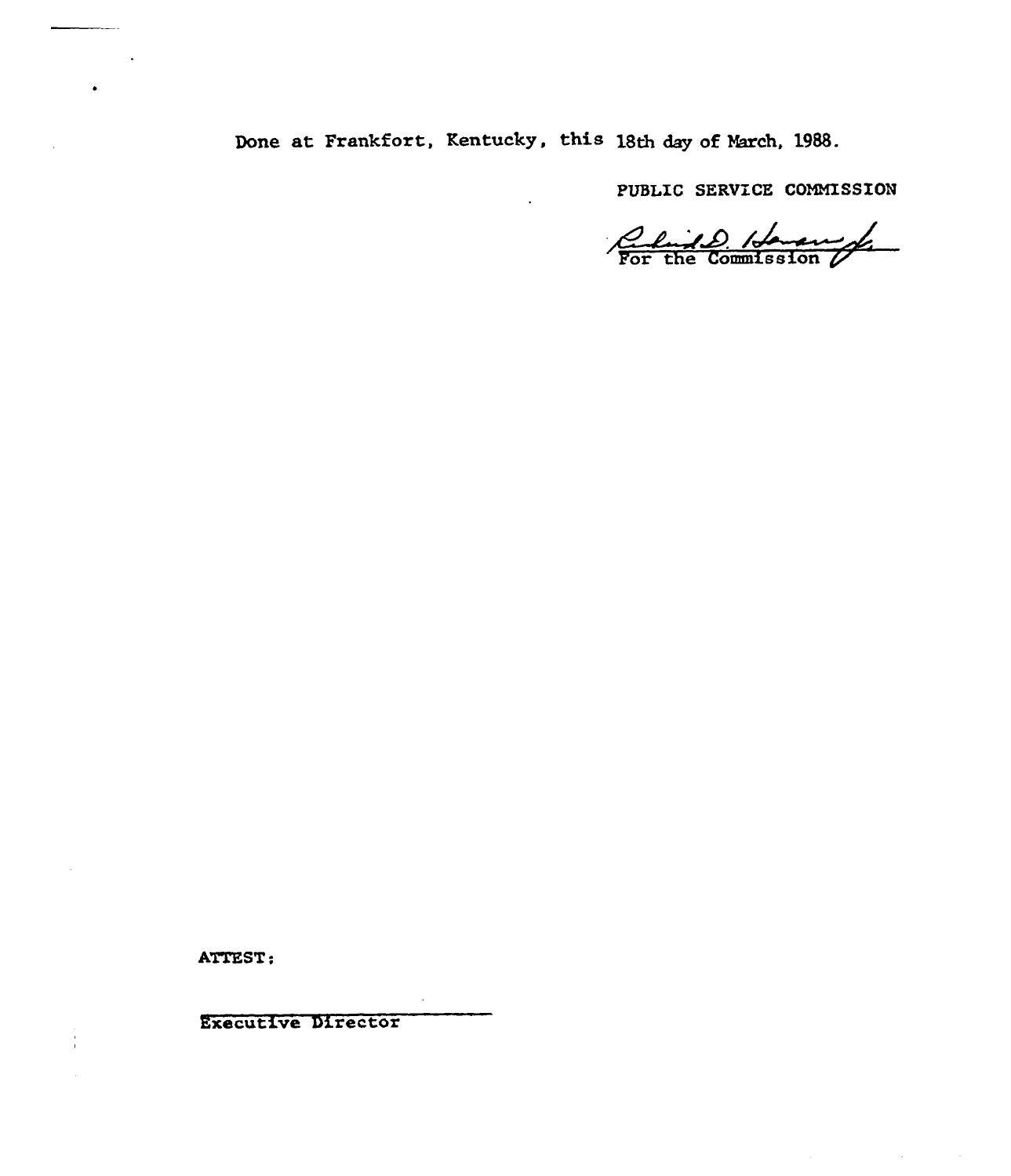Done at Frankfort, Kentucky, this 18th day of March, 1988.

PUBLIC SERVICE COMMISSION

For the Commission

ATTEST:

Executive Director